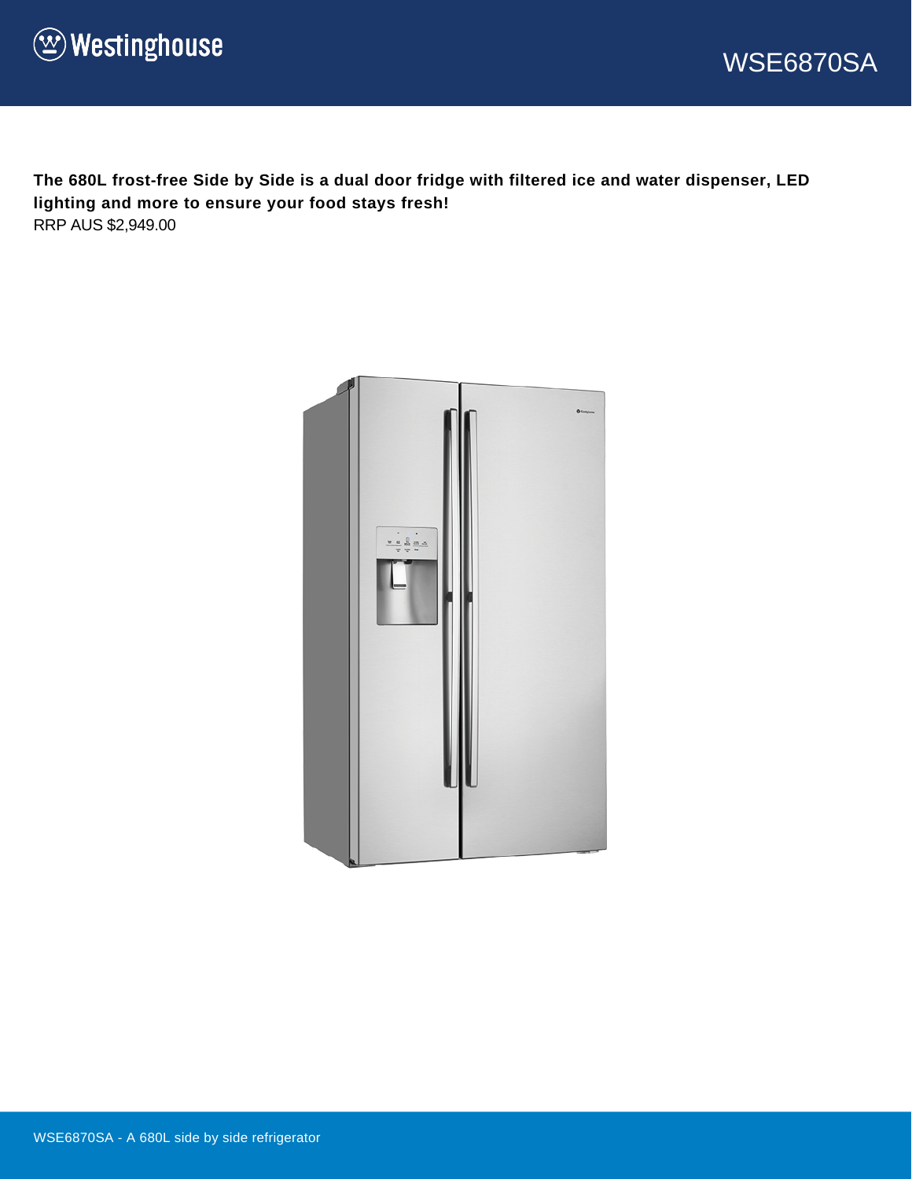# Westinghouse

## WSE6870SA

**The 680L frost-free Side by Side is a dual door fridge with filtered ice and water dispenser, LED lighting and more to ensure your food stays fresh!**

RRP AUS $2,949.00

WSE6870SA - A 680L side by side refrigerator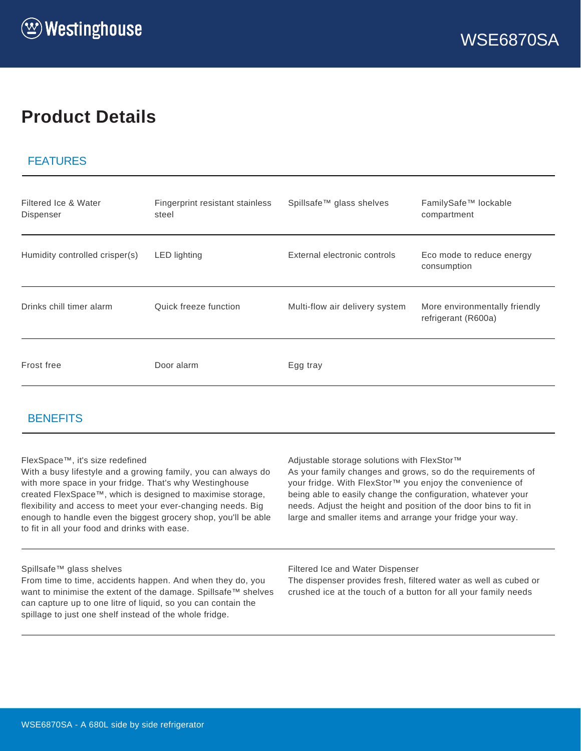# Product Details

## FEATURES

| | | | |
|---|---|---|---|
| Filtered Ice & Water Dispenser | Fingerprint resistant stainless steel | Spillsafe™ glass shelves | FamilySafe™ lockable compartment |
| Humidity controlled crisper(s) | LED lighting | External electronic controls | Eco mode to reduce energy consumption |
| Drinks chill timer alarm | Quick freeze function | Multi-flow air delivery system | More environmentally friendly refrigerant (R600a) |
| Frost free | Door alarm | Egg tray | |

## BENEFITS

FlexSpace™, it's size redefined
With a busy lifestyle and a growing family, you can always do with more space in your fridge. That's why Westinghouse created FlexSpace™, which is designed to maximise storage, flexibility and access to meet your ever-changing needs. Big enough to handle even the biggest grocery shop, you'll be able to fit in all your food and drinks with ease.

Adjustable storage solutions with FlexStor™
As your family changes and grows, so do the requirements of your fridge. With FlexStor™ you enjoy the convenience of being able to easily change the configuration, whatever your needs. Adjust the height and position of the door bins to fit in large and smaller items and arrange your fridge your way.

Spillsafe™ glass shelves
From time to time, accidents happen. And when they do, you want to minimise the extent of the damage. Spillsafe™ shelves can capture up to one litre of liquid, so you can contain the spillage to just one shelf instead of the whole fridge.

Filtered Ice and Water Dispenser
The dispenser provides fresh, filtered water as well as cubed or crushed ice at the touch of a button for all your family needs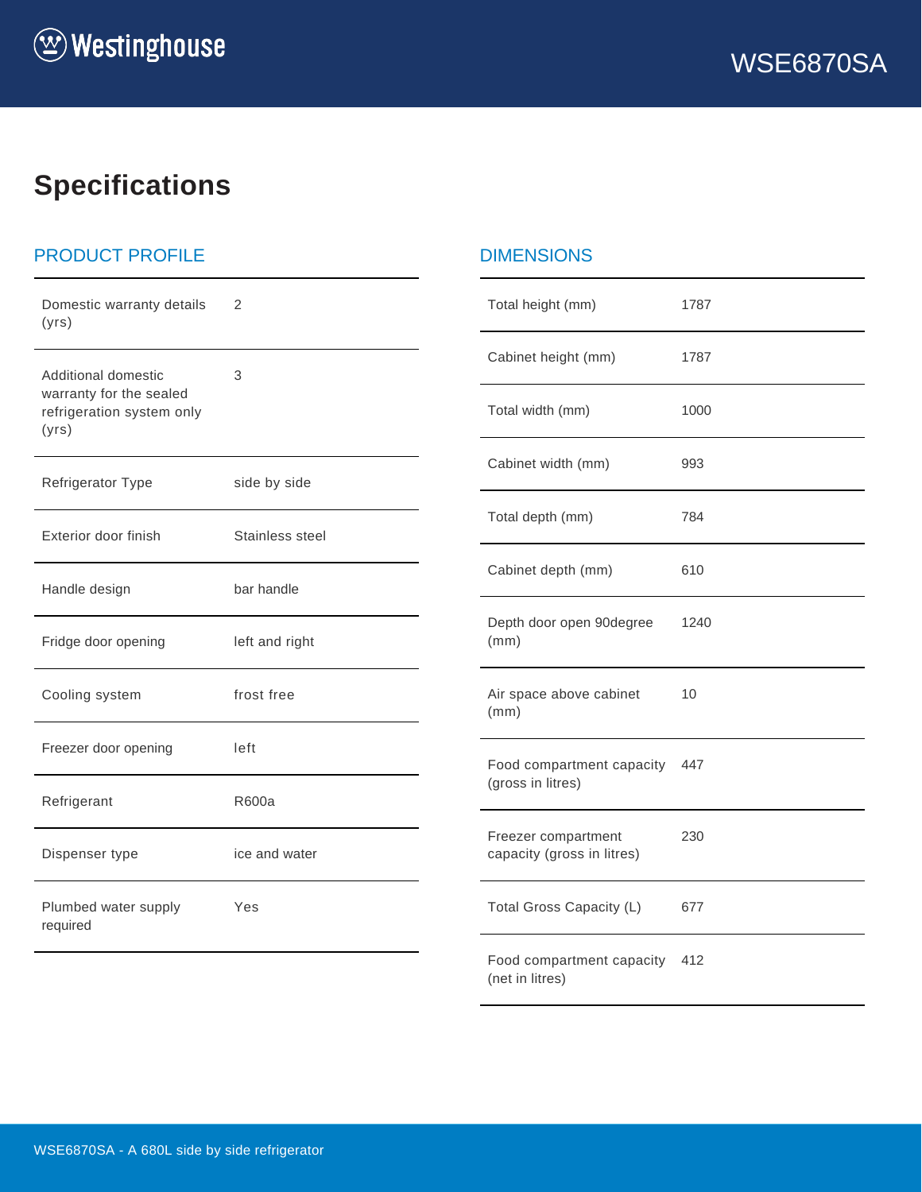# Specifications

## PRODUCT PROFILE

| | |
|---|---|
| Domestic warranty details (yrs) | 2 |
| Additional domestic warranty for the sealed refrigeration system only (yrs) | 3 |
| Refrigerator Type | side by side |
| Exterior door finish | Stainless steel |
| Handle design | bar handle |
| Fridge door opening | left and right |
| Cooling system | frost free |
| Freezer door opening | left |
| Refrigerant | R600a |
| Dispenser type | ice and water |
| Plumbed water supply required | Yes |

## DIMENSIONS

| | |
|---|---|
| Total height (mm) | 1787 |
| Cabinet height (mm) | 1787 |
| Total width (mm) | 1000 |
| Cabinet width (mm) | 993 |
| Total depth (mm) | 784 |
| Cabinet depth (mm) | 610 |
| Depth door open 90degree (mm) | 1240 |
| Air space above cabinet (mm) | 10 |
| Food compartment capacity (gross in litres) | 447 |
| Freezer compartment capacity (gross in litres) | 230 |
| Total Gross Capacity (L) | 677 |
| Food compartment capacity (net in litres) | 412 |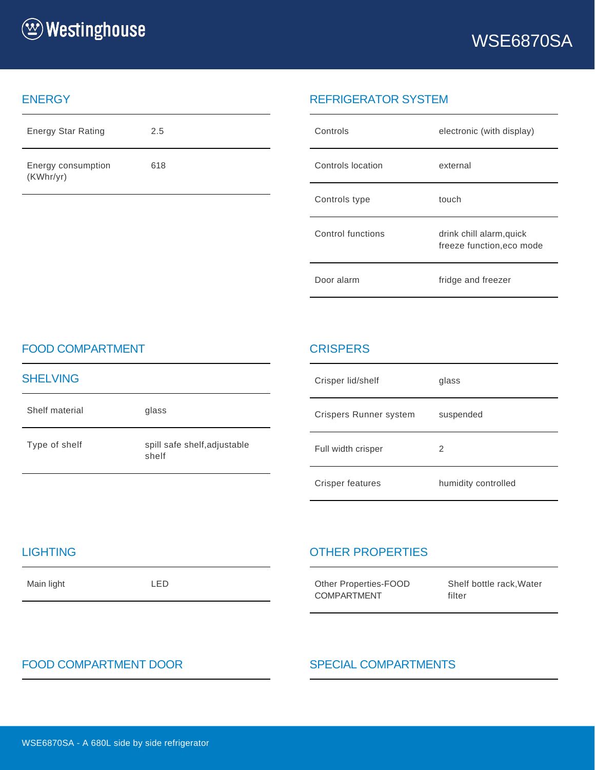# Westinghouse

WSE6870SA

## ENERGY

| | |
|---|---|
| Energy Star Rating | 2.5 |
| Energy consumption (KWhr/yr) | 618 |

## REFRIGERATOR SYSTEM

| | |
|---|---|
| Controls | electronic (with display) |
| Controls location | external |
| Controls type | touch |
| Control functions | drink chill alarm,quick freeze function,eco mode |
| Door alarm | fridge and freezer |

## FOOD COMPARTMENT

### SHELVING

| | |
|---|---|
| Shelf material | glass |
| Type of shelf | spill safe shelf,adjustable shelf |

## CRISPERS

| | |
|---|---|
| Crisper lid/shelf | glass |
| Crispers Runner system | suspended |
| Full width crisper | 2 |
| Crisper features | humidity controlled |

## LIGHTING

| | |
|---|---|
| Main light | LED |

## OTHER PROPERTIES

| | |
|---|---|
| Other Properties-FOOD COMPARTMENT | Shelf bottle rack,Water filter |

## FOOD COMPARTMENT DOOR

## SPECIAL COMPARTMENTS

WSE6870SA - A 680L side by side refrigerator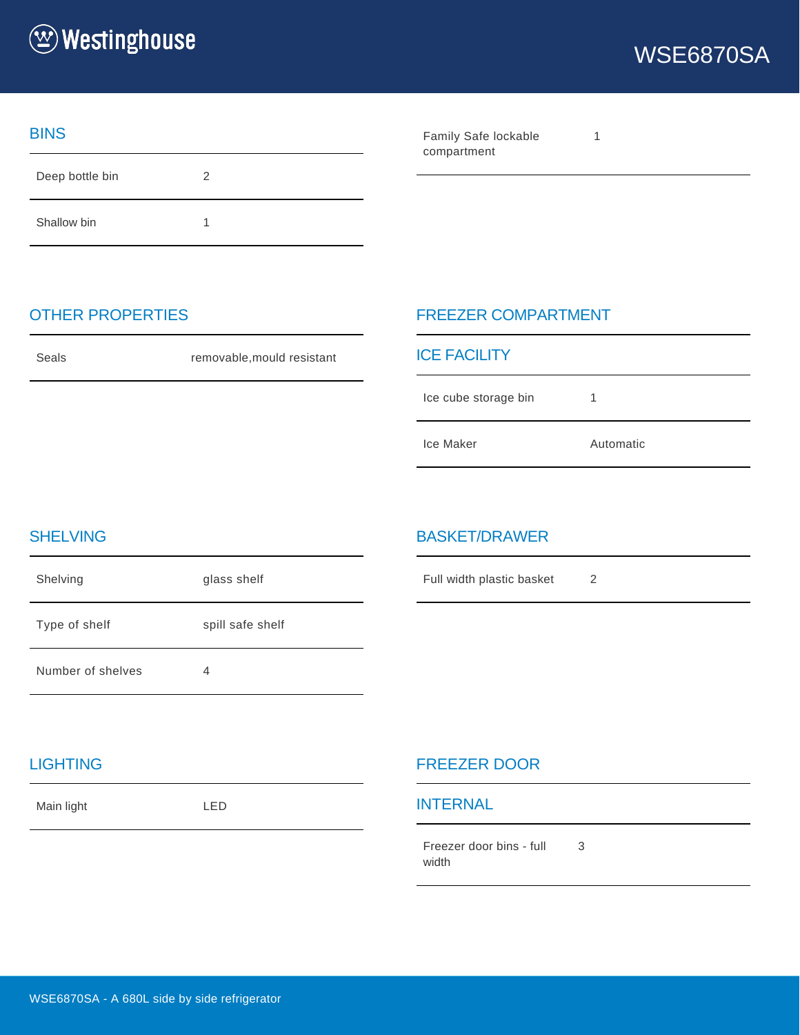## BINS

| | |
|---|---|
| Deep bottle bin | 2 |
| Shallow bin | 1 |
| Family Safe lockable compartment | 1 |

## OTHER PROPERTIES

| | |
|---|---|
| Seals | removable,mould resistant |

## FREEZER COMPARTMENT

### ICE FACILITY

| | |
|---|---|
| Ice cube storage bin | 1 |
| Ice Maker | Automatic |

## SHELVING

| | |
|---|---|
| Shelving | glass shelf |
| Type of shelf | spill safe shelf |
| Number of shelves | 4 |

## BASKET/DRAWER

| | |
|---|---|
| Full width plastic basket | 2 |

## LIGHTING

| | |
|---|---|
| Main light | LED |

## FREEZER DOOR

### INTERNAL

| | |
|---|---|
| Freezer door bins - full width | 3 |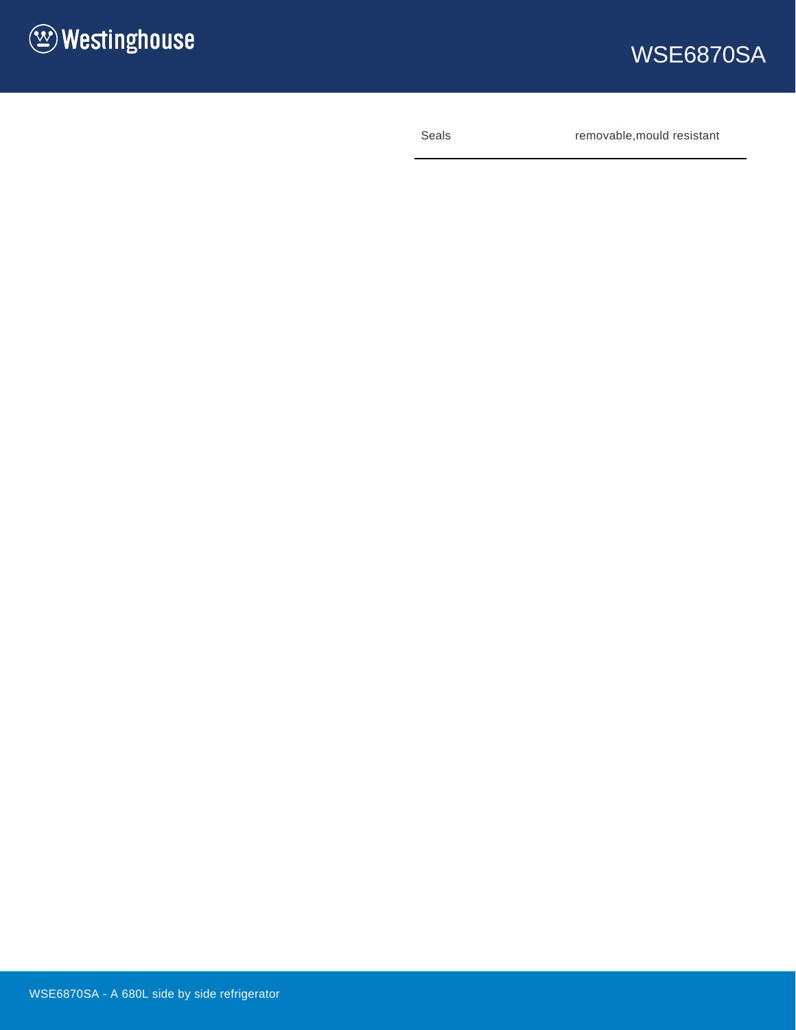| Seals | removable,mould resistant |
|---|---|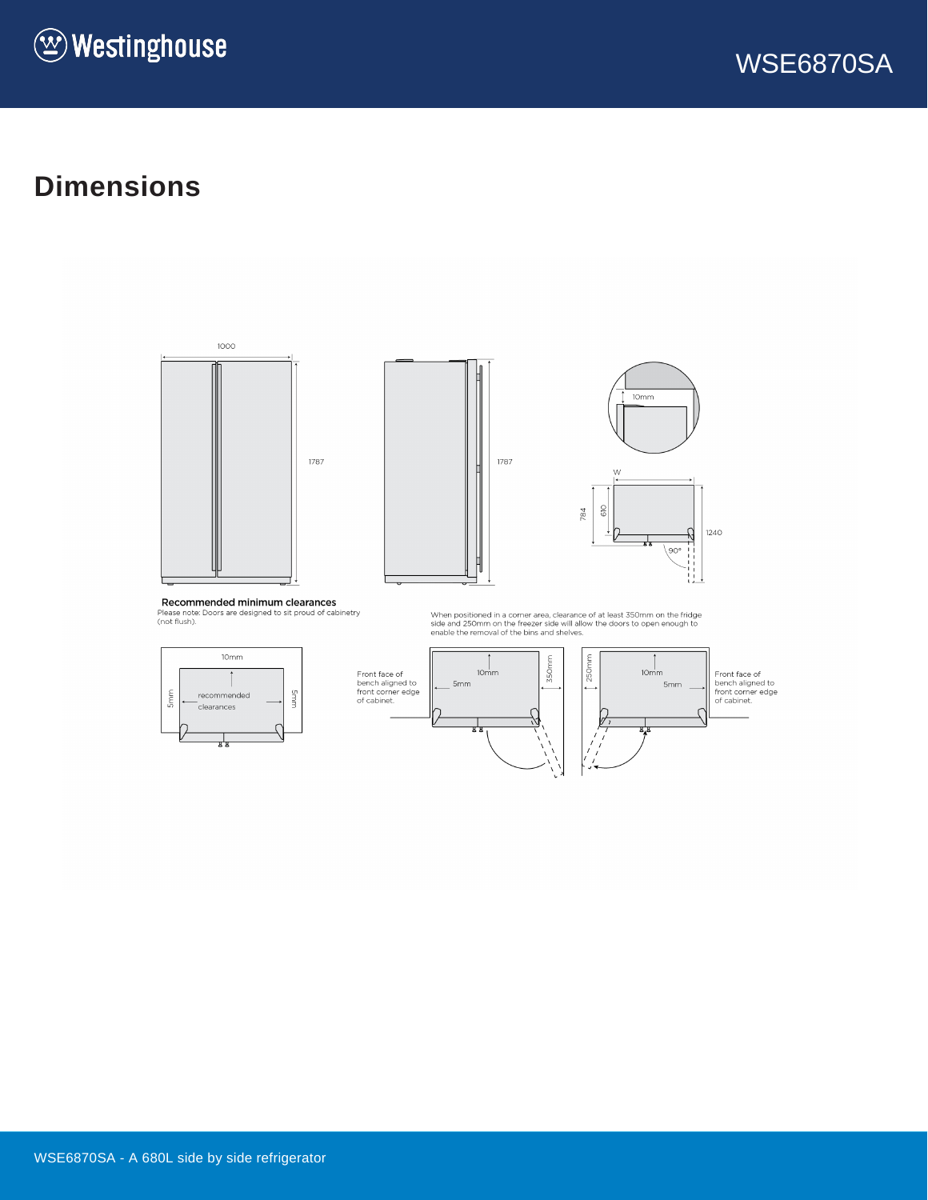# Dimensions

1000

1787

1787

10mm

W

784

610

1240

90°

**Recommended minimum clearances**

Please note: Doors are designed to sit proud of cabinetry (not flush).

When positioned in a corner area, clearance of at least 350mm on the fridge side and 250mm on the freezer side will allow the doors to open enough to enable the removal of the bins and shelves.

10mm

5mm

recommended clearances

5mm

Front face of bench aligned to front corner edge of cabinet.

10mm

5mm

350mm

250mm

10mm

5mm

Front face of bench aligned to front corner edge of cabinet.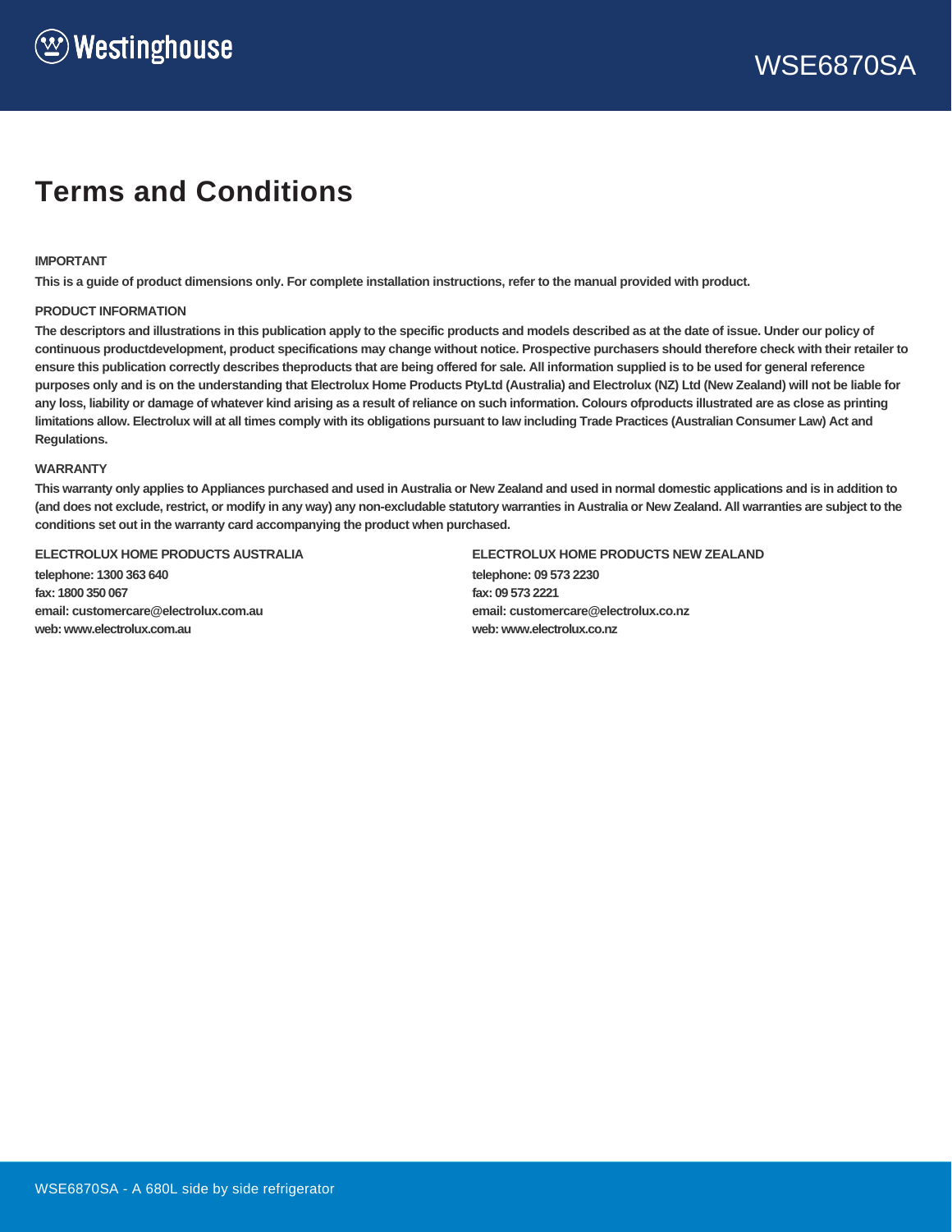# Terms and Conditions

**IMPORTANT**

**This is a guide of product dimensions only. For complete installation instructions, refer to the manual provided with product.**

**PRODUCT INFORMATION**

**The descriptors and illustrations in this publication apply to the specific products and models described as at the date of issue. Under our policy of continuous productdevelopment, product specifications may change without notice. Prospective purchasers should therefore check with their retailer to ensure this publication correctly describes theproducts that are being offered for sale. All information supplied is to be used for general reference purposes only and is on the understanding that Electrolux Home Products PtyLtd (Australia) and Electrolux (NZ) Ltd (New Zealand) will not be liable for any loss, liability or damage of whatever kind arising as a result of reliance on such information. Colours ofproducts illustrated are as close as printing limitations allow. Electrolux will at all times comply with its obligations pursuant to law including Trade Practices (Australian Consumer Law) Act and Regulations.**

**WARRANTY**

**This warranty only applies to Appliances purchased and used in Australia or New Zealand and used in normal domestic applications and is in addition to (and does not exclude, restrict, or modify in any way) any non-excludable statutory warranties in Australia or New Zealand. All warranties are subject to the conditions set out in the warranty card accompanying the product when purchased.**

**ELECTROLUX HOME PRODUCTS AUSTRALIA**

**telephone: 1300 363 640**
**fax: 1800 350 067**
**email: customercare@electrolux.com.au**
**web: www.electrolux.com.au**

**ELECTROLUX HOME PRODUCTS NEW ZEALAND**

**telephone: 09 573 2230**
**fax: 09 573 2221**
**email: customercare@electrolux.co.nz**
**web: www.electrolux.co.nz**